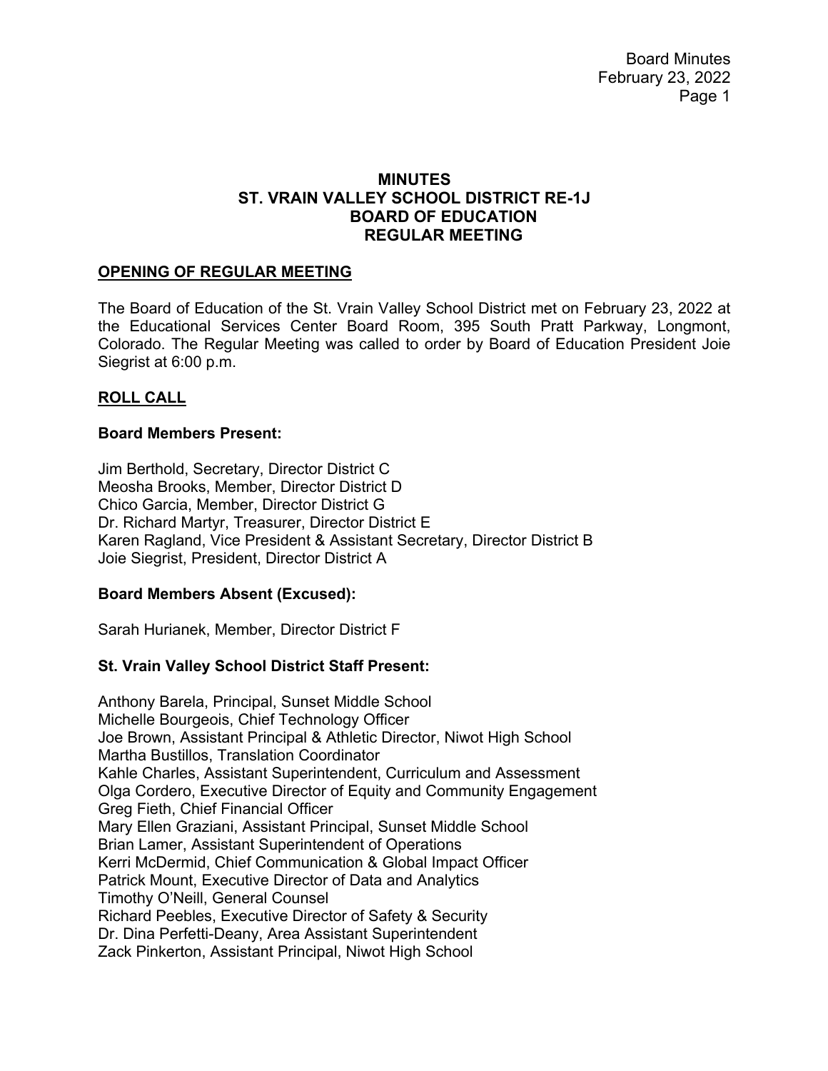# MINUTES
# ST. VRAIN VALLEY SCHOOL DISTRICT RE-1J
# BOARD OF EDUCATION
# REGULAR MEETING

## OPENING OF REGULAR MEETING

The Board of Education of the St. Vrain Valley School District met on February 23, 2022 at the Educational Services Center Board Room, 395 South Pratt Parkway, Longmont, Colorado. The Regular Meeting was called to order by Board of Education President Joie Siegrist at 6:00 p.m.

## ROLL CALL

### Board Members Present:

Jim Berthold, Secretary, Director District C
Meosha Brooks, Member, Director District D
Chico Garcia, Member, Director District G
Dr. Richard Martyr, Treasurer, Director District E
Karen Ragland, Vice President & Assistant Secretary, Director District B
Joie Siegrist, President, Director District A

### Board Members Absent (Excused):

Sarah Hurianek, Member, Director District F

### St. Vrain Valley School District Staff Present:

Anthony Barela, Principal, Sunset Middle School
Michelle Bourgeois, Chief Technology Officer
Joe Brown, Assistant Principal & Athletic Director, Niwot High School
Martha Bustillos, Translation Coordinator
Kahle Charles, Assistant Superintendent, Curriculum and Assessment
Olga Cordero, Executive Director of Equity and Community Engagement
Greg Fieth, Chief Financial Officer
Mary Ellen Graziani, Assistant Principal, Sunset Middle School
Brian Lamer, Assistant Superintendent of Operations
Kerri McDermid, Chief Communication & Global Impact Officer
Patrick Mount, Executive Director of Data and Analytics
Timothy O'Neill, General Counsel
Richard Peebles, Executive Director of Safety & Security
Dr. Dina Perfetti-Deany, Area Assistant Superintendent
Zack Pinkerton, Assistant Principal, Niwot High School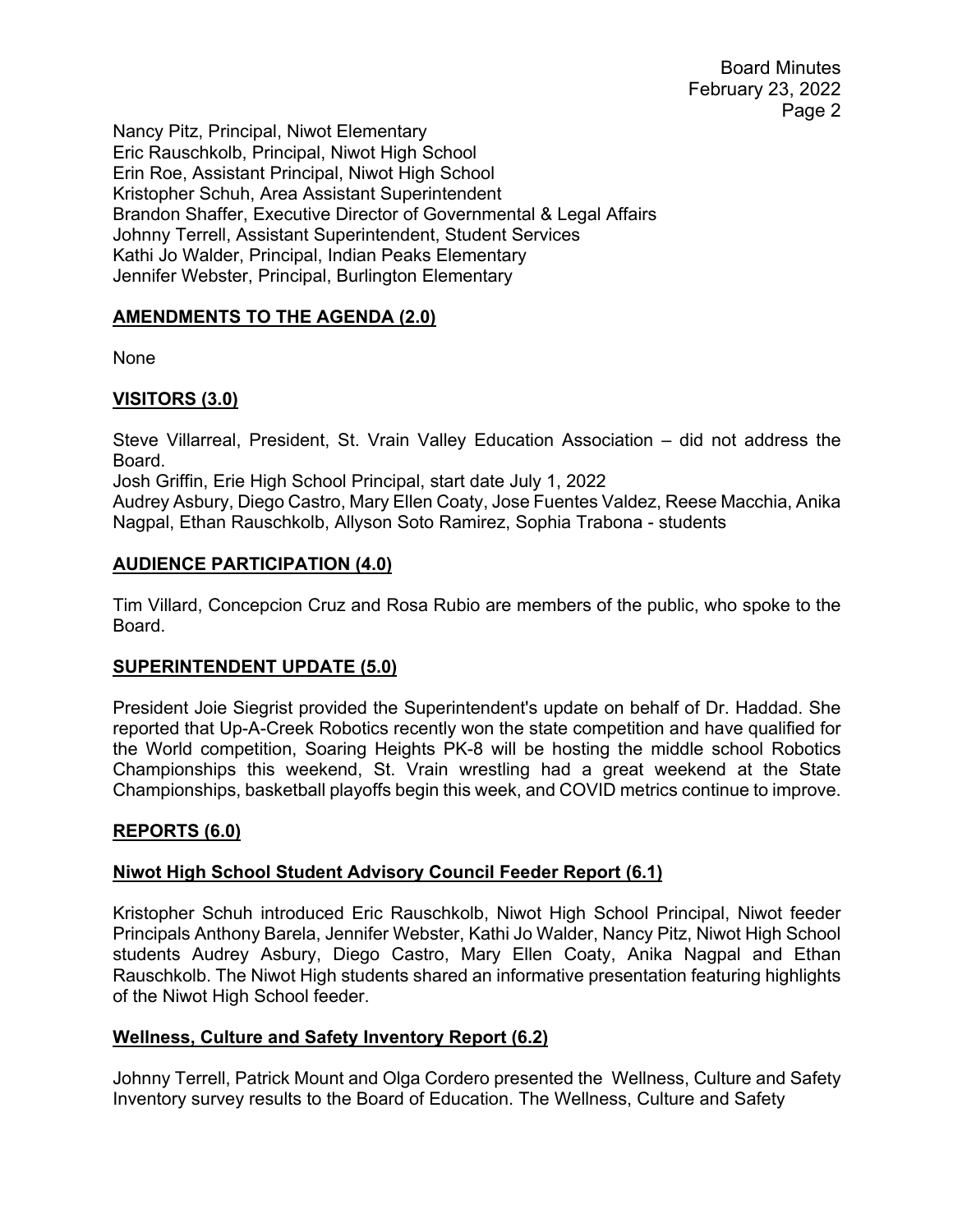Nancy Pitz, Principal, Niwot Elementary
Eric Rauschkolb, Principal, Niwot High School
Erin Roe, Assistant Principal, Niwot High School
Kristopher Schuh, Area Assistant Superintendent
Brandon Shaffer, Executive Director of Governmental & Legal Affairs
Johnny Terrell, Assistant Superintendent, Student Services
Kathi Jo Walder, Principal, Indian Peaks Elementary
Jennifer Webster, Principal, Burlington Elementary

## AMENDMENTS TO THE AGENDA (2.0)

None

## VISITORS (3.0)

Steve Villarreal, President, St. Vrain Valley Education Association – did not address the Board.
Josh Griffin, Erie High School Principal, start date July 1, 2022
Audrey Asbury, Diego Castro, Mary Ellen Coaty, Jose Fuentes Valdez, Reese Macchia, Anika Nagpal, Ethan Rauschkolb, Allyson Soto Ramirez, Sophia Trabona - students

## AUDIENCE PARTICIPATION (4.0)

Tim Villard, Concepcion Cruz and Rosa Rubio are members of the public, who spoke to the Board.

## SUPERINTENDENT UPDATE (5.0)

President Joie Siegrist provided the Superintendent's update on behalf of Dr. Haddad. She reported that Up-A-Creek Robotics recently won the state competition and have qualified for the World competition, Soaring Heights PK-8 will be hosting the middle school Robotics Championships this weekend, St. Vrain wrestling had a great weekend at the State Championships, basketball playoffs begin this week, and COVID metrics continue to improve.

## REPORTS (6.0)

### Niwot High School Student Advisory Council Feeder Report (6.1)

Kristopher Schuh introduced Eric Rauschkolb, Niwot High School Principal, Niwot feeder Principals Anthony Barela, Jennifer Webster, Kathi Jo Walder, Nancy Pitz, Niwot High School students Audrey Asbury, Diego Castro, Mary Ellen Coaty, Anika Nagpal and Ethan Rauschkolb. The Niwot High students shared an informative presentation featuring highlights of the Niwot High School feeder.

### Wellness, Culture and Safety Inventory Report (6.2)

Johnny Terrell, Patrick Mount and Olga Cordero presented the Wellness, Culture and Safety Inventory survey results to the Board of Education. The Wellness, Culture and Safety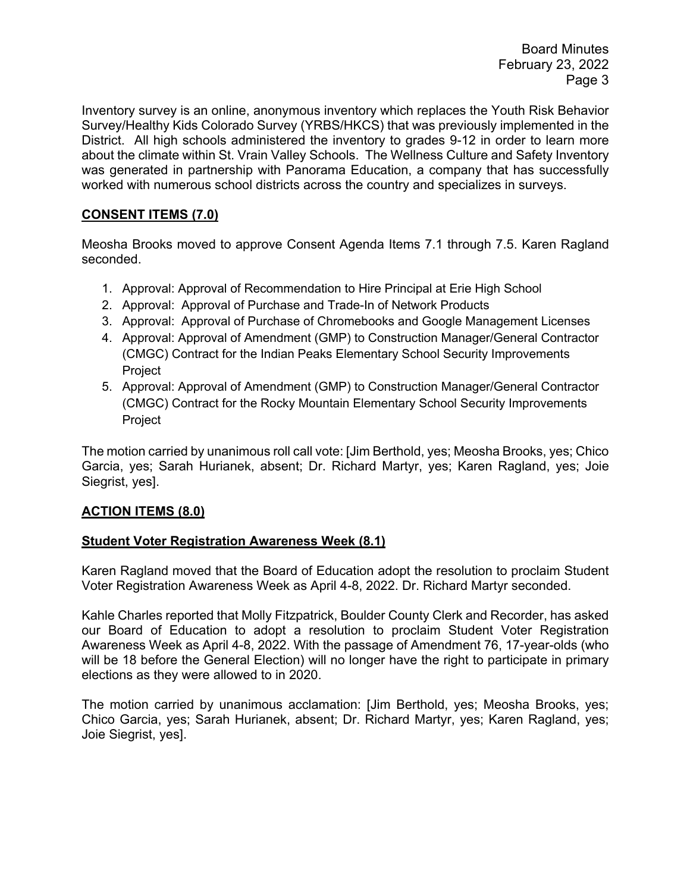Inventory survey is an online, anonymous inventory which replaces the Youth Risk Behavior Survey/Healthy Kids Colorado Survey (YRBS/HKCS) that was previously implemented in the District. All high schools administered the inventory to grades 9-12 in order to learn more about the climate within St. Vrain Valley Schools. The Wellness Culture and Safety Inventory was generated in partnership with Panorama Education, a company that has successfully worked with numerous school districts across the country and specializes in surveys.

## **CONSENT ITEMS (7.0)**

Meosha Brooks moved to approve Consent Agenda Items 7.1 through 7.5. Karen Ragland seconded.

1. Approval: Approval of Recommendation to Hire Principal at Erie High School
2. Approval: Approval of Purchase and Trade-In of Network Products
3. Approval: Approval of Purchase of Chromebooks and Google Management Licenses
4. Approval: Approval of Amendment (GMP) to Construction Manager/General Contractor (CMGC) Contract for the Indian Peaks Elementary School Security Improvements Project
5. Approval: Approval of Amendment (GMP) to Construction Manager/General Contractor (CMGC) Contract for the Rocky Mountain Elementary School Security Improvements Project

The motion carried by unanimous roll call vote: [Jim Berthold, yes; Meosha Brooks, yes; Chico Garcia, yes; Sarah Hurianek, absent; Dr. Richard Martyr, yes; Karen Ragland, yes; Joie Siegrist, yes].

## **ACTION ITEMS (8.0)**

### **Student Voter Registration Awareness Week (8.1)**

Karen Ragland moved that the Board of Education adopt the resolution to proclaim Student Voter Registration Awareness Week as April 4-8, 2022. Dr. Richard Martyr seconded.

Kahle Charles reported that Molly Fitzpatrick, Boulder County Clerk and Recorder, has asked our Board of Education to adopt a resolution to proclaim Student Voter Registration Awareness Week as April 4-8, 2022. With the passage of Amendment 76, 17-year-olds (who will be 18 before the General Election) will no longer have the right to participate in primary elections as they were allowed to in 2020.

The motion carried by unanimous acclamation: [Jim Berthold, yes; Meosha Brooks, yes; Chico Garcia, yes; Sarah Hurianek, absent; Dr. Richard Martyr, yes; Karen Ragland, yes; Joie Siegrist, yes].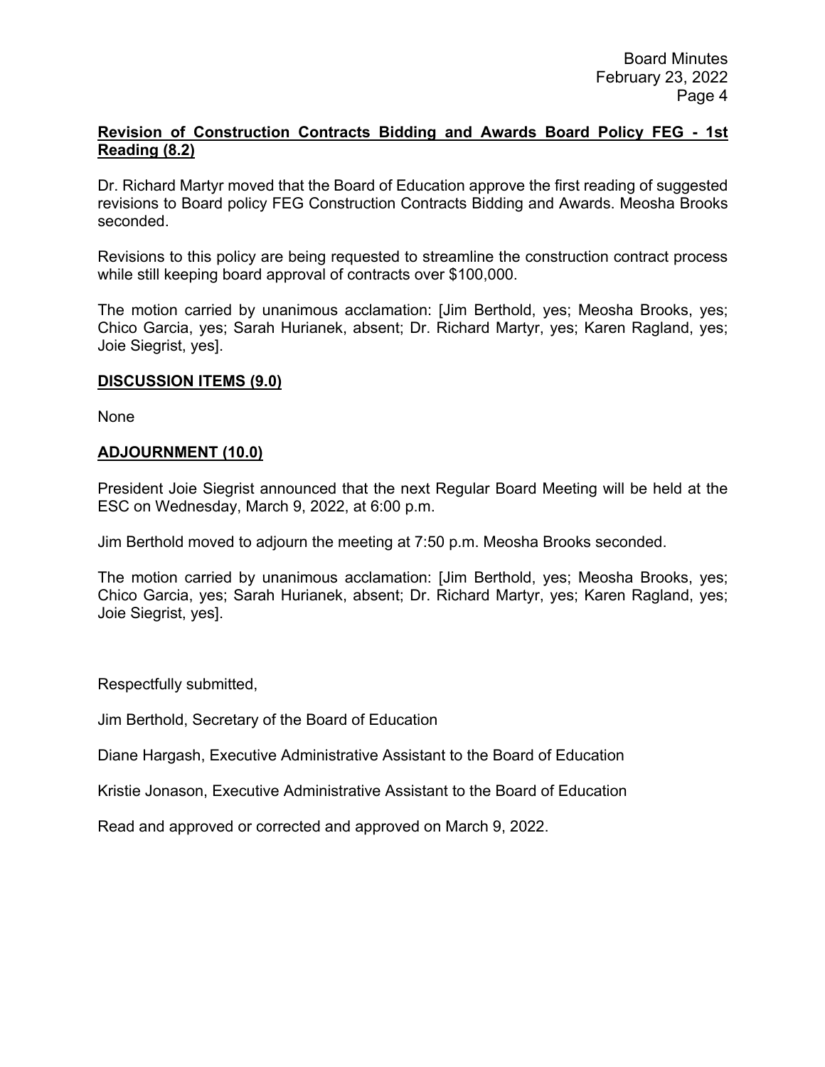## **Revision of Construction Contracts Bidding and Awards Board Policy FEG - 1st Reading (8.2)**

Dr. Richard Martyr moved that the Board of Education approve the first reading of suggested revisions to Board policy FEG Construction Contracts Bidding and Awards. Meosha Brooks seconded.

Revisions to this policy are being requested to streamline the construction contract process while still keeping board approval of contracts over $100,000.

The motion carried by unanimous acclamation: [Jim Berthold, yes; Meosha Brooks, yes; Chico Garcia, yes; Sarah Hurianek, absent; Dr. Richard Martyr, yes; Karen Ragland, yes; Joie Siegrist, yes].

## **DISCUSSION ITEMS (9.0)**

None

## **ADJOURNMENT (10.0)**

President Joie Siegrist announced that the next Regular Board Meeting will be held at the ESC on Wednesday, March 9, 2022, at 6:00 p.m.

Jim Berthold moved to adjourn the meeting at 7:50 p.m. Meosha Brooks seconded.

The motion carried by unanimous acclamation: [Jim Berthold, yes; Meosha Brooks, yes; Chico Garcia, yes; Sarah Hurianek, absent; Dr. Richard Martyr, yes; Karen Ragland, yes; Joie Siegrist, yes].

Respectfully submitted,

Jim Berthold, Secretary of the Board of Education

Diane Hargash, Executive Administrative Assistant to the Board of Education

Kristie Jonason, Executive Administrative Assistant to the Board of Education

Read and approved or corrected and approved on March 9, 2022.